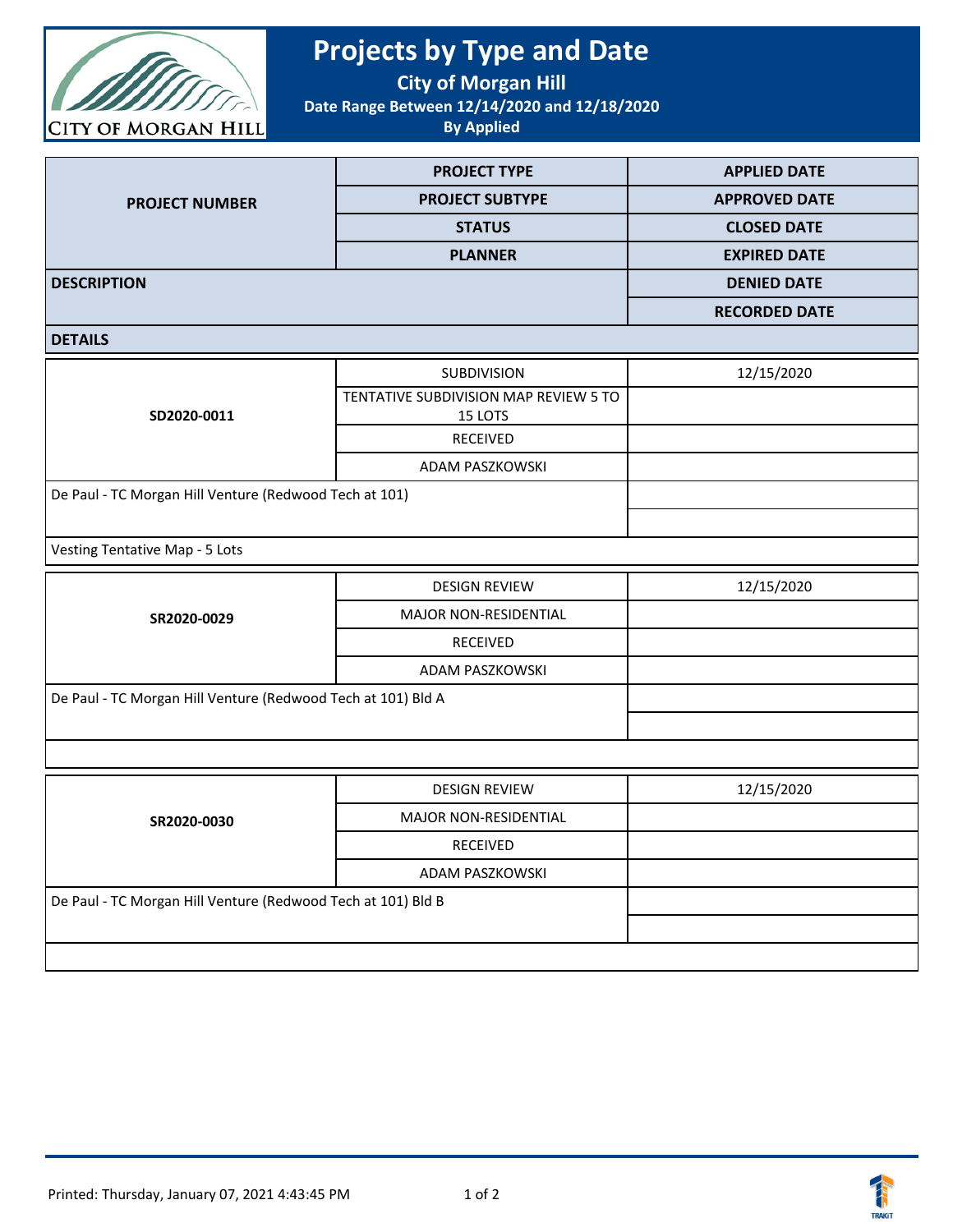# Projects by Type and Date

**City of Morgan Hill**

**Date Range Between 12/14/2020 and 12/18/2020**

**By Applied**

| PROJECT NUMBER | PROJECT TYPE / PROJECT SUBTYPE / STATUS / PLANNER | APPLIED DATE / APPROVED DATE / CLOSED DATE / EXPIRED DATE / DENIED DATE / RECORDED DATE |
|---|---|---|
| **DESCRIPTION** | | |
| **DETAILS** | | |

| PROJECT NUMBER | PROJECT TYPE | PROJECT SUBTYPE | STATUS | PLANNER | APPLIED DATE | APPROVED DATE | CLOSED DATE | EXPIRED DATE | DENIED DATE | RECORDED DATE |
|---|---|---|---|---|---|---|---|---|---|---|
| SD2020-0011 | SUBDIVISION | TENTATIVE SUBDIVISION MAP REVIEW 5 TO 15 LOTS | RECEIVED | ADAM PASZKOWSKI | 12/15/2020 | | | | | |
| SR2020-0029 | DESIGN REVIEW | MAJOR NON-RESIDENTIAL | RECEIVED | ADAM PASZKOWSKI | 12/15/2020 | | | | | |
| SR2020-0030 | DESIGN REVIEW | MAJOR NON-RESIDENTIAL | RECEIVED | ADAM PASZKOWSKI | 12/15/2020 | | | | | |

**SD2020-0011**
- Description: De Paul - TC Morgan Hill Venture (Redwood Tech at 101)
- Details: Vesting Tentative Map - 5 Lots

**SR2020-0029**
- Description: De Paul - TC Morgan Hill Venture (Redwood Tech at 101) Bld A
- Details:

**SR2020-0030**
- Description: De Paul - TC Morgan Hill Venture (Redwood Tech at 101) Bld B
- Details:

Printed: Thursday, January 07, 2021 4:43:45 PM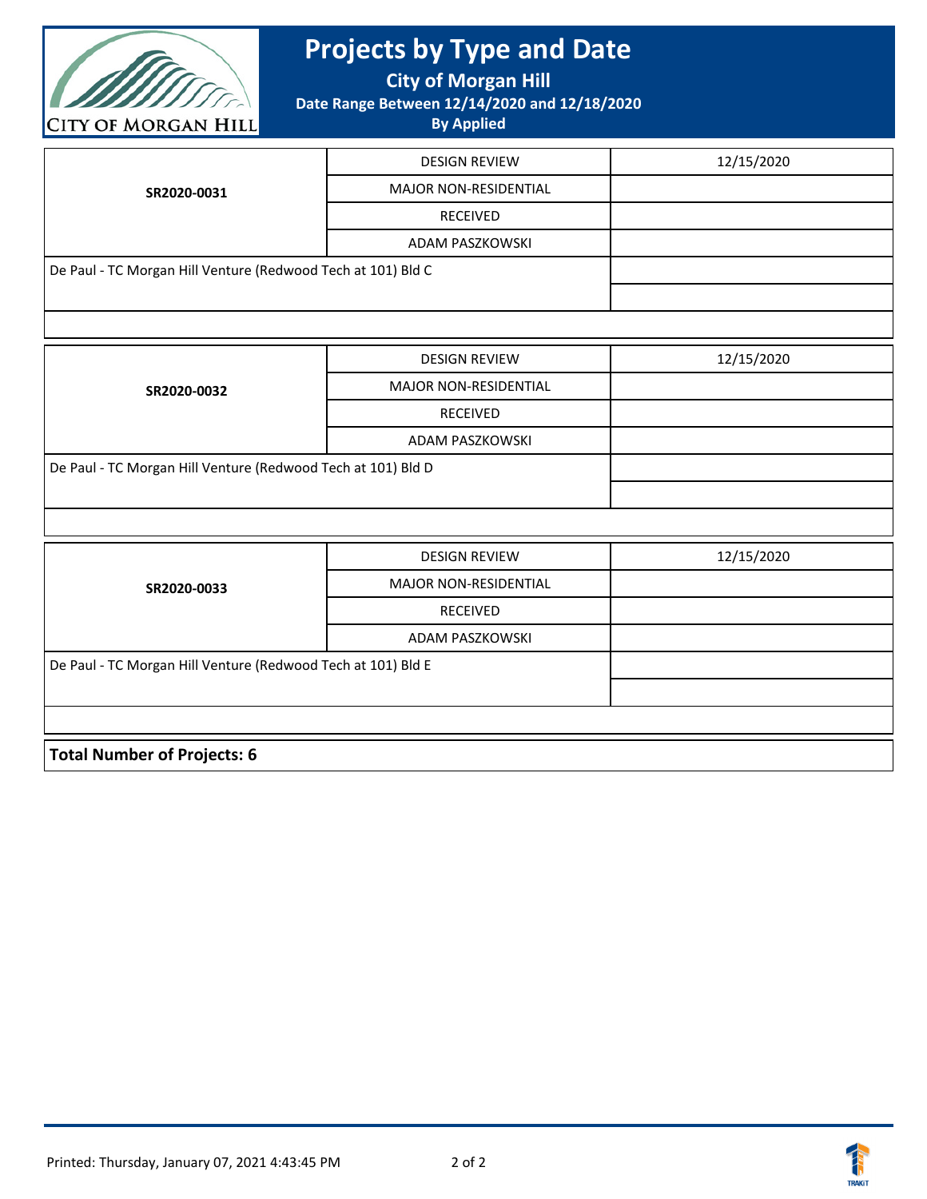# Projects by Type and Date

**City of Morgan Hill**

**Date Range Between 12/14/2020 and 12/18/2020**

**By Applied**

| | | |
|---|---|---|
| **SR2020-0031** | DESIGN REVIEW | 12/15/2020 |
| | MAJOR NON-RESIDENTIAL | |
| | RECEIVED | |
| | ADAM PASZKOWSKI | |
| De Paul - TC Morgan Hill Venture (Redwood Tech at 101) Bld C | | |

| | | |
|---|---|---|
| **SR2020-0032** | DESIGN REVIEW | 12/15/2020 |
| | MAJOR NON-RESIDENTIAL | |
| | RECEIVED | |
| | ADAM PASZKOWSKI | |
| De Paul - TC Morgan Hill Venture (Redwood Tech at 101) Bld D | | |

| | | |
|---|---|---|
| **SR2020-0033** | DESIGN REVIEW | 12/15/2020 |
| | MAJOR NON-RESIDENTIAL | |
| | RECEIVED | |
| | ADAM PASZKOWSKI | |
| De Paul - TC Morgan Hill Venture (Redwood Tech at 101) Bld E | | |

**Total Number of Projects: 6**

Printed: Thursday, January 07, 2021 4:43:45 PM